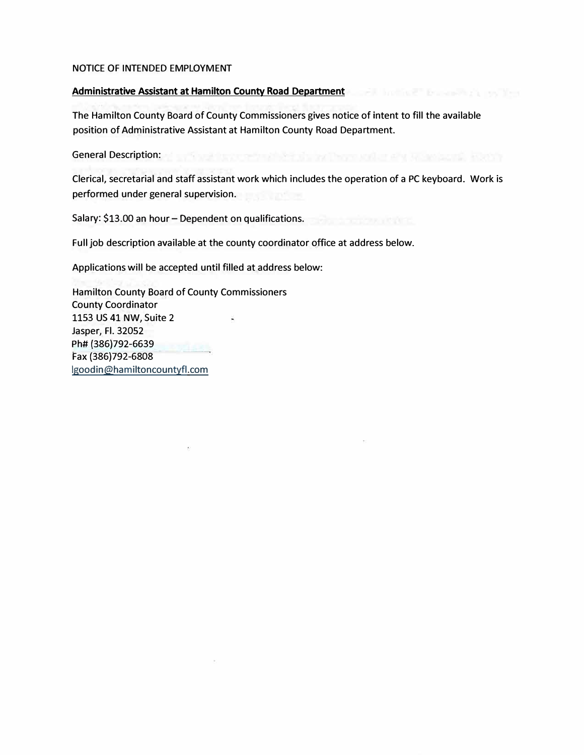NOTICE OF INTENDED EMPLOYMENT

**Administrative Assistant at Hamilton County Road Department**

The Hamilton County Board of County Commissioners gives notice of intent to fill the available position of Administrative Assistant at Hamilton County Road Department.

General Description:

Clerical, secretarial and staff assistant work which includes the operation of a PC keyboard. Work is performed under general supervision.

Salary: $13.00 an hour – Dependent on qualifications.

Full job description available at the county coordinator office at address below.

Applications will be accepted until filled at address below:

Hamilton County Board of County Commissioners
County Coordinator
1153 US 41 NW, Suite 2
Jasper, Fl. 32052
Ph# (386)792-6639
Fax (386)792-6808
lgoodin@hamiltoncountyfl.com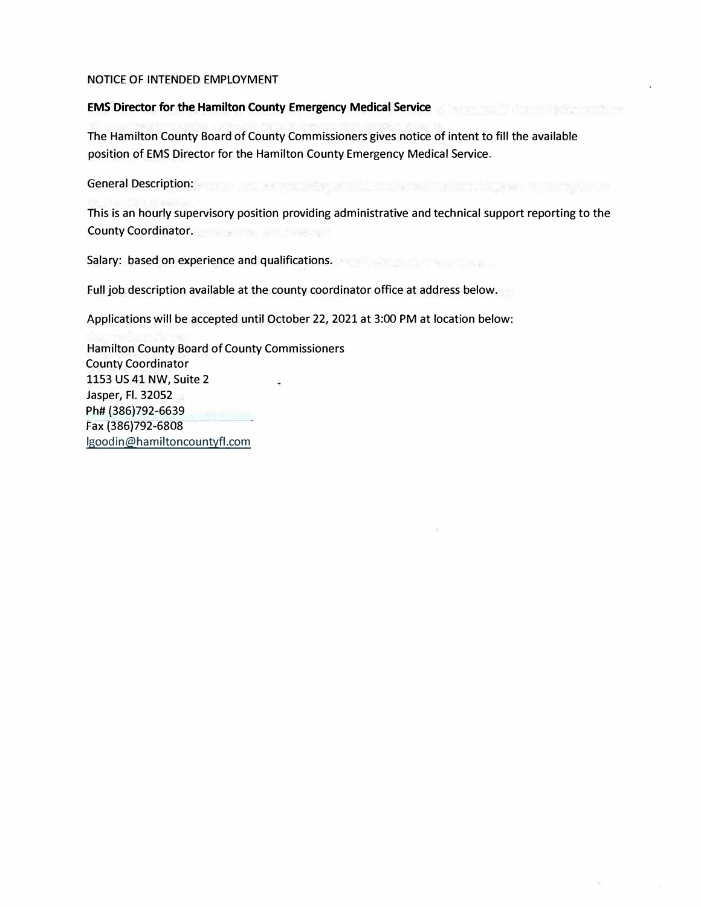NOTICE OF INTENDED EMPLOYMENT

**EMS Director for the Hamilton County Emergency Medical Service**

The Hamilton County Board of County Commissioners gives notice of intent to fill the available position of EMS Director for the Hamilton County Emergency Medical Service.

General Description:

This is an hourly supervisory position providing administrative and technical support reporting to the County Coordinator.

Salary: based on experience and qualifications.

Full job description available at the county coordinator office at address below.

Applications will be accepted until October 22, 2021 at 3:00 PM at location below:

Hamilton County Board of County Commissioners
County Coordinator
1153 US 41 NW, Suite 2
Jasper, Fl. 32052
Ph# (386)792-6639
Fax (386)792-6808
lgoodin@hamiltoncountyfl.com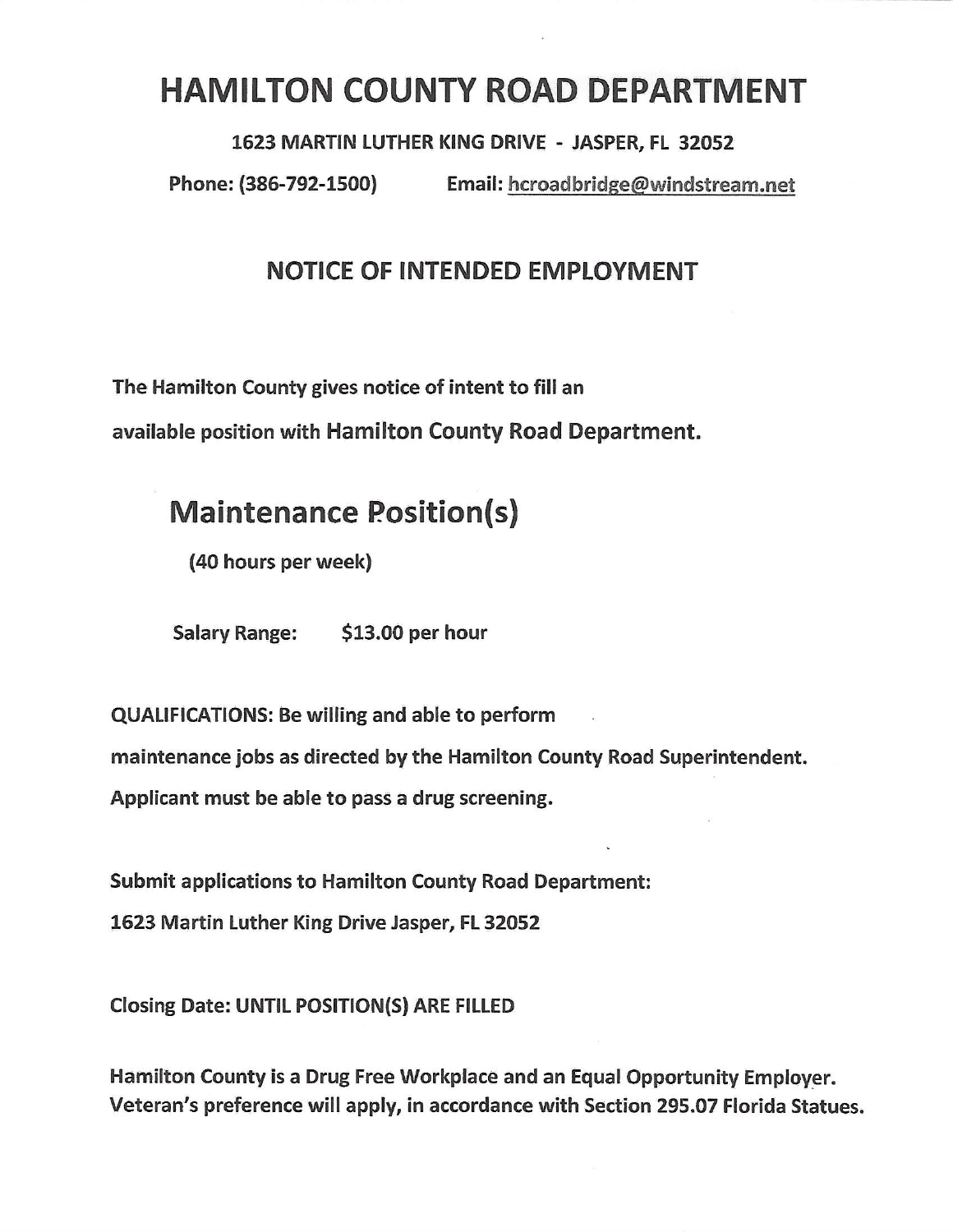# HAMILTON COUNTY ROAD DEPARTMENT

**1623 MARTIN LUTHER KING DRIVE - JASPER, FL 32052**

**Phone: (386-792-1500)** **Email: hcroadbridge@windstream.net**

## NOTICE OF INTENDED EMPLOYMENT

**The Hamilton County gives notice of intent to fill an available position with Hamilton County Road Department.**

## Maintenance Position(s)

**(40 hours per week)**

**Salary Range: $13.00 per hour**

**QUALIFICATIONS: Be willing and able to perform maintenance jobs as directed by the Hamilton County Road Superintendent. Applicant must be able to pass a drug screening.**

**Submit applications to Hamilton County Road Department:**
**1623 Martin Luther King Drive Jasper, FL 32052**

**Closing Date: UNTIL POSITION(S) ARE FILLED**

**Hamilton County is a Drug Free Workplace and an Equal Opportunity Employer. Veteran's preference will apply, in accordance with Section 295.07 Florida Statues.**